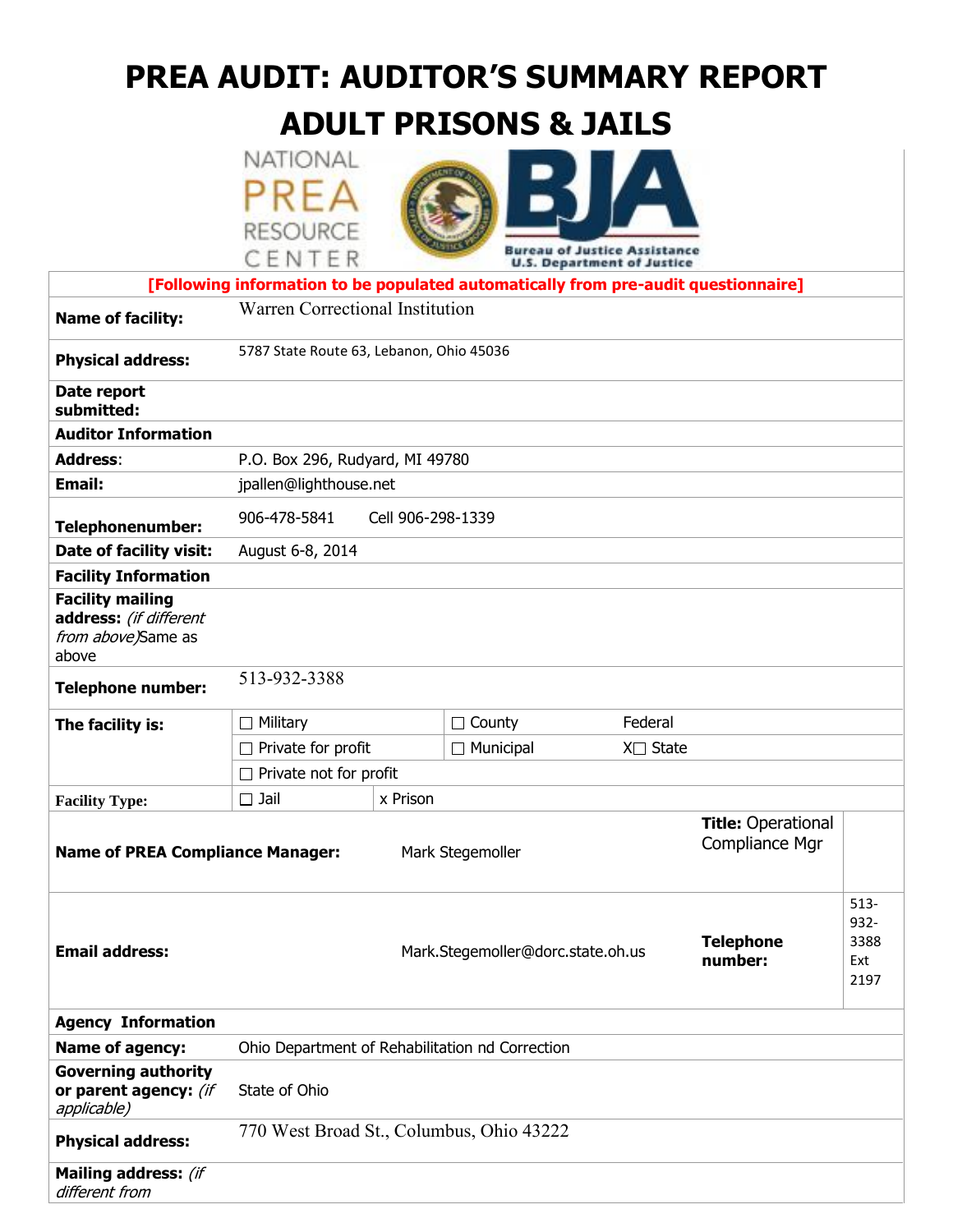# PREA AUDIT: AUDITOR'S SUMMARY REPORT

# ADULT PRISONS & JAILS

NATIONAL PREA RESOURCE CENTER

Bureau of Justice Assistance
U.S. Department of Justice

| [Following information to be populated automatically from pre-audit questionnaire] | | | | | |
|---|---|---|---|---|---|
| **Name of facility:** | Warren Correctional Institution | | | | |
| **Physical address:** | 5787 State Route 63, Lebanon, Ohio 45036 | | | | |
| **Date report submitted:** | | | | | |
| **Auditor Information** | | | | | |
| **Address**: | P.O. Box 296, Rudyard, MI 49780 | | | | |
| **Email:** | jpallen@lighthouse.net | | | | |
| **Telephonenumber:** | 906-478-5841 Cell 906-298-1339 | | | | |
| **Date of facility visit:** | August 6-8, 2014 | | | | |
| **Facility Information** | | | | | |
| **Facility mailing address:** *(if different from above)*Same as above | | | | | |
| **Telephone number:** | 513-932-3388 | | | | |
| **The facility is:** | ☐ Military | | ☐ County | Federal | |
| | ☐ Private for profit | | ☐ Municipal | X☐ State | |
| | ☐ Private not for profit | | | | |
| **Facility Type:** | ☐ Jail | x Prison | | | |
| **Name of PREA Compliance Manager:** | Mark Stegemoller | | | **Title:** Operational Compliance Mgr | |
| **Email address:** | Mark.Stegemoller@dorc.state.oh.us | | | **Telephone number:** | 513-932-3388 Ext 2197 |
| **Agency Information** | | | | | |
| **Name of agency:** | Ohio Department of Rehabilitation nd Correction | | | | |
| **Governing authority or parent agency:** *(if applicable)* | State of Ohio | | | | |
| **Physical address:** | 770 West Broad St., Columbus, Ohio 43222 | | | | |
| **Mailing address:** *(if different from* | | | | | |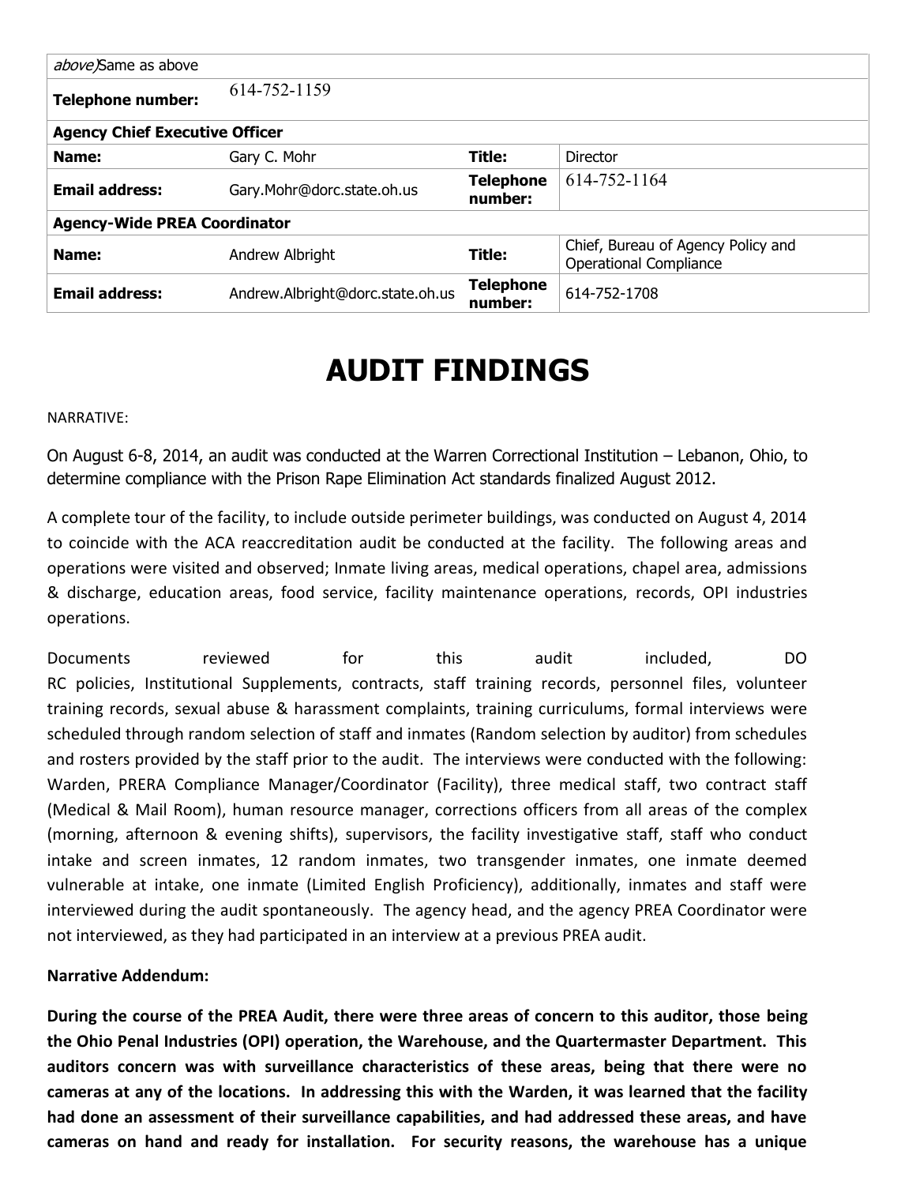| *above)*Same as above | | | |
|---|---|---|---|
| **Telephone number:** | 614-752-1159 | | |
| **Agency Chief Executive Officer** | | | |
| **Name:** | Gary C. Mohr | **Title:** | Director |
| **Email address:** | Gary.Mohr@dorc.state.oh.us | **Telephone number:** | 614-752-1164 |
| **Agency-Wide PREA Coordinator** | | | |
| **Name:** | Andrew Albright | **Title:** | Chief, Bureau of Agency Policy and Operational Compliance |
| **Email address:** | Andrew.Albright@dorc.state.oh.us | **Telephone number:** | 614-752-1708 |

# AUDIT FINDINGS

NARRATIVE:

On August 6-8, 2014, an audit was conducted at the Warren Correctional Institution – Lebanon, Ohio, to determine compliance with the Prison Rape Elimination Act standards finalized August 2012.

A complete tour of the facility, to include outside perimeter buildings, was conducted on August 4, 2014 to coincide with the ACA reaccreditation audit be conducted at the facility. The following areas and operations were visited and observed; Inmate living areas, medical operations, chapel area, admissions & discharge, education areas, food service, facility maintenance operations, records, OPI industries operations.

Documents reviewed for this audit included, DO RC policies, Institutional Supplements, contracts, staff training records, personnel files, volunteer training records, sexual abuse & harassment complaints, training curriculums, formal interviews were scheduled through random selection of staff and inmates (Random selection by auditor) from schedules and rosters provided by the staff prior to the audit. The interviews were conducted with the following: Warden, PRERA Compliance Manager/Coordinator (Facility), three medical staff, two contract staff (Medical & Mail Room), human resource manager, corrections officers from all areas of the complex (morning, afternoon & evening shifts), supervisors, the facility investigative staff, staff who conduct intake and screen inmates, 12 random inmates, two transgender inmates, one inmate deemed vulnerable at intake, one inmate (Limited English Proficiency), additionally, inmates and staff were interviewed during the audit spontaneously. The agency head, and the agency PREA Coordinator were not interviewed, as they had participated in an interview at a previous PREA audit.

**Narrative Addendum:**

**During the course of the PREA Audit, there were three areas of concern to this auditor, those being the Ohio Penal Industries (OPI) operation, the Warehouse, and the Quartermaster Department. This auditors concern was with surveillance characteristics of these areas, being that there were no cameras at any of the locations. In addressing this with the Warden, it was learned that the facility had done an assessment of their surveillance capabilities, and had addressed these areas, and have cameras on hand and ready for installation. For security reasons, the warehouse has a unique**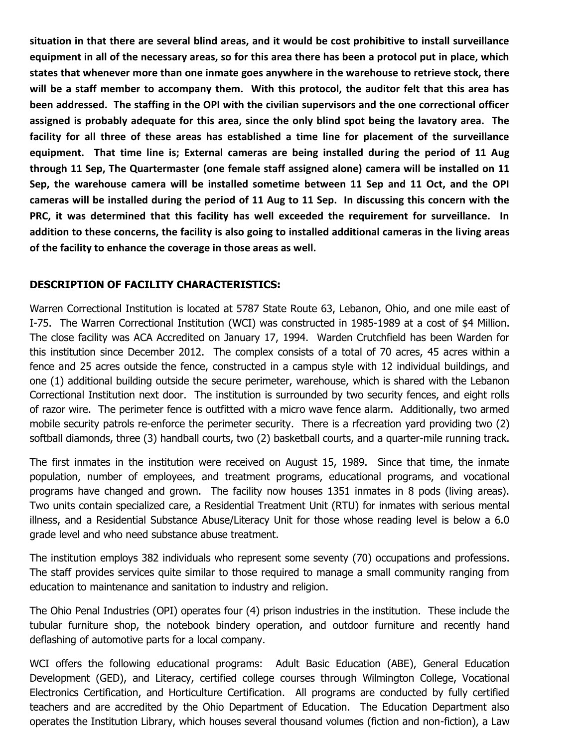**situation in that there are several blind areas, and it would be cost prohibitive to install surveillance equipment in all of the necessary areas, so for this area there has been a protocol put in place, which states that whenever more than one inmate goes anywhere in the warehouse to retrieve stock, there will be a staff member to accompany them. With this protocol, the auditor felt that this area has been addressed. The staffing in the OPI with the civilian supervisors and the one correctional officer assigned is probably adequate for this area, since the only blind spot being the lavatory area. The facility for all three of these areas has established a time line for placement of the surveillance equipment. That time line is; External cameras are being installed during the period of 11 Aug through 11 Sep, The Quartermaster (one female staff assigned alone) camera will be installed on 11 Sep, the warehouse camera will be installed sometime between 11 Sep and 11 Oct, and the OPI cameras will be installed during the period of 11 Aug to 11 Sep. In discussing this concern with the PRC, it was determined that this facility has well exceeded the requirement for surveillance. In addition to these concerns, the facility is also going to installed additional cameras in the living areas of the facility to enhance the coverage in those areas as well.**

## DESCRIPTION OF FACILITY CHARACTERISTICS:

Warren Correctional Institution is located at 5787 State Route 63, Lebanon, Ohio, and one mile east of I-75. The Warren Correctional Institution (WCI) was constructed in 1985-1989 at a cost of $4 Million. The close facility was ACA Accredited on January 17, 1994. Warden Crutchfield has been Warden for this institution since December 2012. The complex consists of a total of 70 acres, 45 acres within a fence and 25 acres outside the fence, constructed in a campus style with 12 individual buildings, and one (1) additional building outside the secure perimeter, warehouse, which is shared with the Lebanon Correctional Institution next door. The institution is surrounded by two security fences, and eight rolls of razor wire. The perimeter fence is outfitted with a micro wave fence alarm. Additionally, two armed mobile security patrols re-enforce the perimeter security. There is a rfecreation yard providing two (2) softball diamonds, three (3) handball courts, two (2) basketball courts, and a quarter-mile running track.

The first inmates in the institution were received on August 15, 1989. Since that time, the inmate population, number of employees, and treatment programs, educational programs, and vocational programs have changed and grown. The facility now houses 1351 inmates in 8 pods (living areas). Two units contain specialized care, a Residential Treatment Unit (RTU) for inmates with serious mental illness, and a Residential Substance Abuse/Literacy Unit for those whose reading level is below a 6.0 grade level and who need substance abuse treatment.

The institution employs 382 individuals who represent some seventy (70) occupations and professions. The staff provides services quite similar to those required to manage a small community ranging from education to maintenance and sanitation to industry and religion.

The Ohio Penal Industries (OPI) operates four (4) prison industries in the institution. These include the tubular furniture shop, the notebook bindery operation, and outdoor furniture and recently hand deflashing of automotive parts for a local company.

WCI offers the following educational programs: Adult Basic Education (ABE), General Education Development (GED), and Literacy, certified college courses through Wilmington College, Vocational Electronics Certification, and Horticulture Certification. All programs are conducted by fully certified teachers and are accredited by the Ohio Department of Education. The Education Department also operates the Institution Library, which houses several thousand volumes (fiction and non-fiction), a Law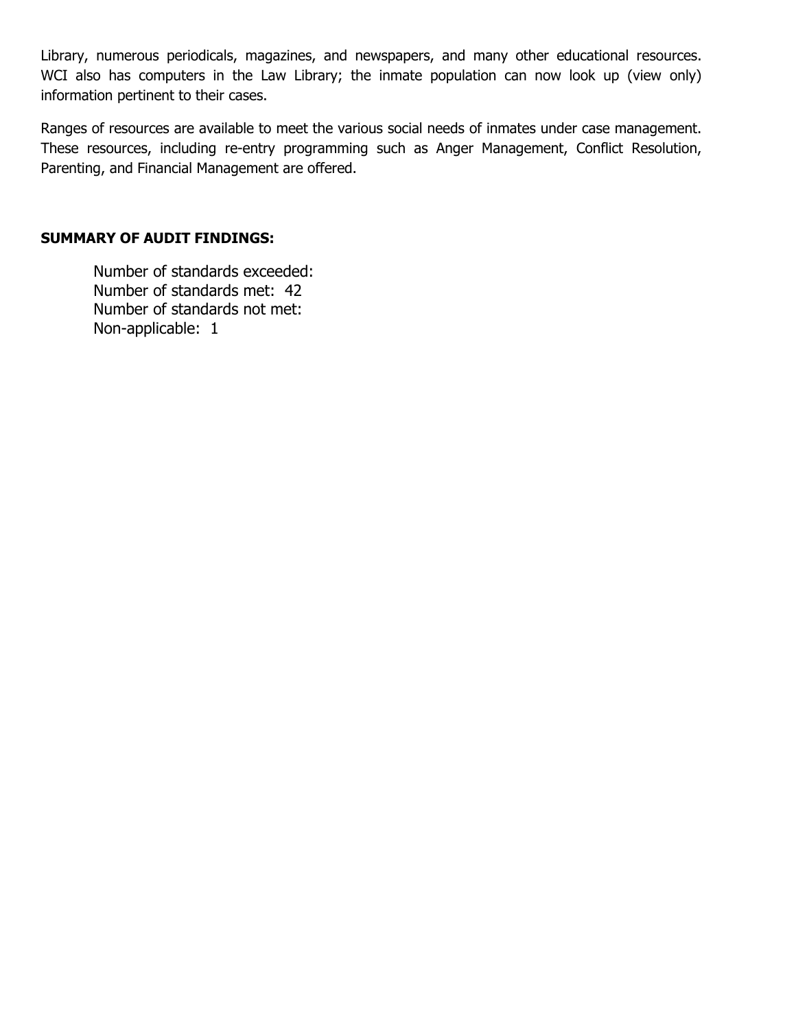Library, numerous periodicals, magazines, and newspapers, and many other educational resources. WCI also has computers in the Law Library; the inmate population can now look up (view only) information pertinent to their cases.

Ranges of resources are available to meet the various social needs of inmates under case management. These resources, including re-entry programming such as Anger Management, Conflict Resolution, Parenting, and Financial Management are offered.

**SUMMARY OF AUDIT FINDINGS:**

Number of standards exceeded:
Number of standards met: 42
Number of standards not met:
Non-applicable: 1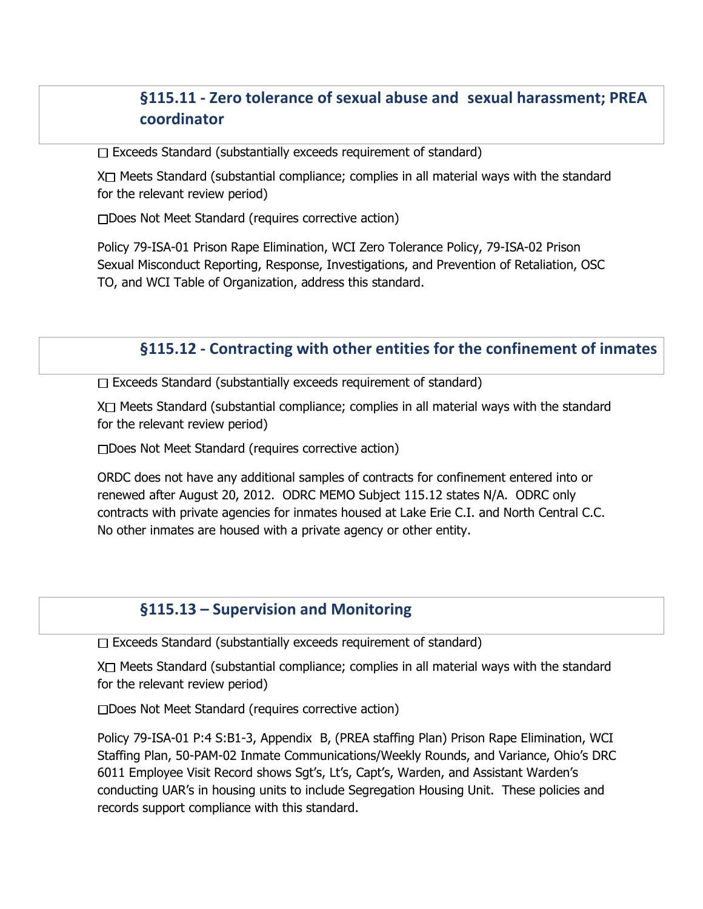## §115.11 - Zero tolerance of sexual abuse and sexual harassment; PREA coordinator

☐ Exceeds Standard (substantially exceeds requirement of standard)

X☐ Meets Standard (substantial compliance; complies in all material ways with the standard for the relevant review period)

☐Does Not Meet Standard (requires corrective action)

Policy 79-ISA-01 Prison Rape Elimination, WCI Zero Tolerance Policy, 79-ISA-02 Prison Sexual Misconduct Reporting, Response, Investigations, and Prevention of Retaliation, OSC TO, and WCI Table of Organization, address this standard.

## §115.12 - Contracting with other entities for the confinement of inmates

☐ Exceeds Standard (substantially exceeds requirement of standard)

X☐ Meets Standard (substantial compliance; complies in all material ways with the standard for the relevant review period)

☐Does Not Meet Standard (requires corrective action)

ORDC does not have any additional samples of contracts for confinement entered into or renewed after August 20, 2012. ODRC MEMO Subject 115.12 states N/A. ODRC only contracts with private agencies for inmates housed at Lake Erie C.I. and North Central C.C. No other inmates are housed with a private agency or other entity.

## §115.13 – Supervision and Monitoring

☐ Exceeds Standard (substantially exceeds requirement of standard)

X☐ Meets Standard (substantial compliance; complies in all material ways with the standard for the relevant review period)

☐Does Not Meet Standard (requires corrective action)

Policy 79-ISA-01 P:4 S:B1-3, Appendix B, (PREA staffing Plan) Prison Rape Elimination, WCI Staffing Plan, 50-PAM-02 Inmate Communications/Weekly Rounds, and Variance, Ohio's DRC 6011 Employee Visit Record shows Sgt's, Lt's, Capt's, Warden, and Assistant Warden's conducting UAR's in housing units to include Segregation Housing Unit. These policies and records support compliance with this standard.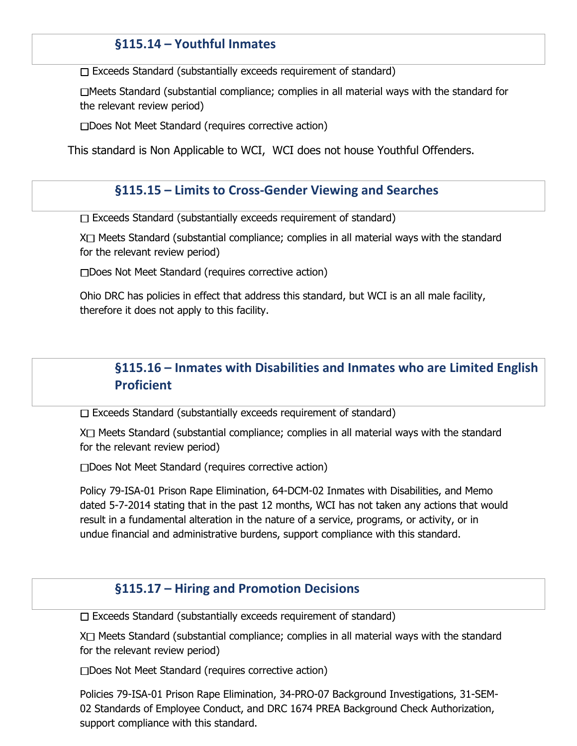### §115.14 – Youthful Inmates

☐ Exceeds Standard (substantially exceeds requirement of standard)

☐Meets Standard (substantial compliance; complies in all material ways with the standard for the relevant review period)

☐Does Not Meet Standard (requires corrective action)

This standard is Non Applicable to WCI, WCI does not house Youthful Offenders.

### §115.15 – Limits to Cross-Gender Viewing and Searches

☐ Exceeds Standard (substantially exceeds requirement of standard)

X☐ Meets Standard (substantial compliance; complies in all material ways with the standard for the relevant review period)

☐Does Not Meet Standard (requires corrective action)

Ohio DRC has policies in effect that address this standard, but WCI is an all male facility, therefore it does not apply to this facility.

### §115.16 – Inmates with Disabilities and Inmates who are Limited English Proficient

☐ Exceeds Standard (substantially exceeds requirement of standard)

X☐ Meets Standard (substantial compliance; complies in all material ways with the standard for the relevant review period)

☐Does Not Meet Standard (requires corrective action)

Policy 79-ISA-01 Prison Rape Elimination, 64-DCM-02 Inmates with Disabilities, and Memo dated 5-7-2014 stating that in the past 12 months, WCI has not taken any actions that would result in a fundamental alteration in the nature of a service, programs, or activity, or in undue financial and administrative burdens, support compliance with this standard.

### §115.17 – Hiring and Promotion Decisions

☐ Exceeds Standard (substantially exceeds requirement of standard)

X☐ Meets Standard (substantial compliance; complies in all material ways with the standard for the relevant review period)

☐Does Not Meet Standard (requires corrective action)

Policies 79-ISA-01 Prison Rape Elimination, 34-PRO-07 Background Investigations, 31-SEM-02 Standards of Employee Conduct, and DRC 1674 PREA Background Check Authorization, support compliance with this standard.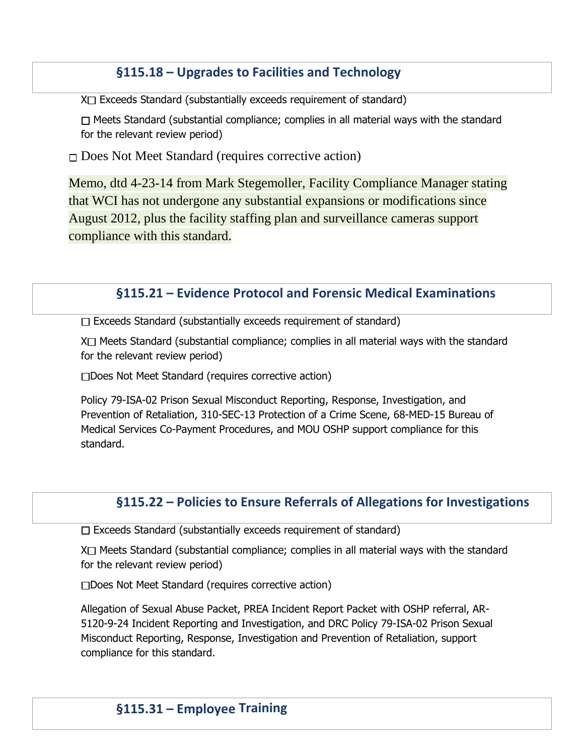## §115.18 – Upgrades to Facilities and Technology

X☐ Exceeds Standard (substantially exceeds requirement of standard)

☐ Meets Standard (substantial compliance; complies in all material ways with the standard for the relevant review period)

☐ Does Not Meet Standard (requires corrective action)

Memo, dtd 4-23-14 from Mark Stegemoller, Facility Compliance Manager stating that WCI has not undergone any substantial expansions or modifications since August 2012, plus the facility staffing plan and surveillance cameras support compliance with this standard.

## §115.21 – Evidence Protocol and Forensic Medical Examinations

☐ Exceeds Standard (substantially exceeds requirement of standard)

X☐ Meets Standard (substantial compliance; complies in all material ways with the standard for the relevant review period)

☐Does Not Meet Standard (requires corrective action)

Policy 79-ISA-02 Prison Sexual Misconduct Reporting, Response, Investigation, and Prevention of Retaliation, 310-SEC-13 Protection of a Crime Scene, 68-MED-15 Bureau of Medical Services Co-Payment Procedures, and MOU OSHP support compliance for this standard.

## §115.22 – Policies to Ensure Referrals of Allegations for Investigations

☐ Exceeds Standard (substantially exceeds requirement of standard)

X☐ Meets Standard (substantial compliance; complies in all material ways with the standard for the relevant review period)

☐Does Not Meet Standard (requires corrective action)

Allegation of Sexual Abuse Packet, PREA Incident Report Packet with OSHP referral, AR-5120-9-24 Incident Reporting and Investigation, and DRC Policy 79-ISA-02 Prison Sexual Misconduct Reporting, Response, Investigation and Prevention of Retaliation, support compliance for this standard.

## §115.31 – Employee Training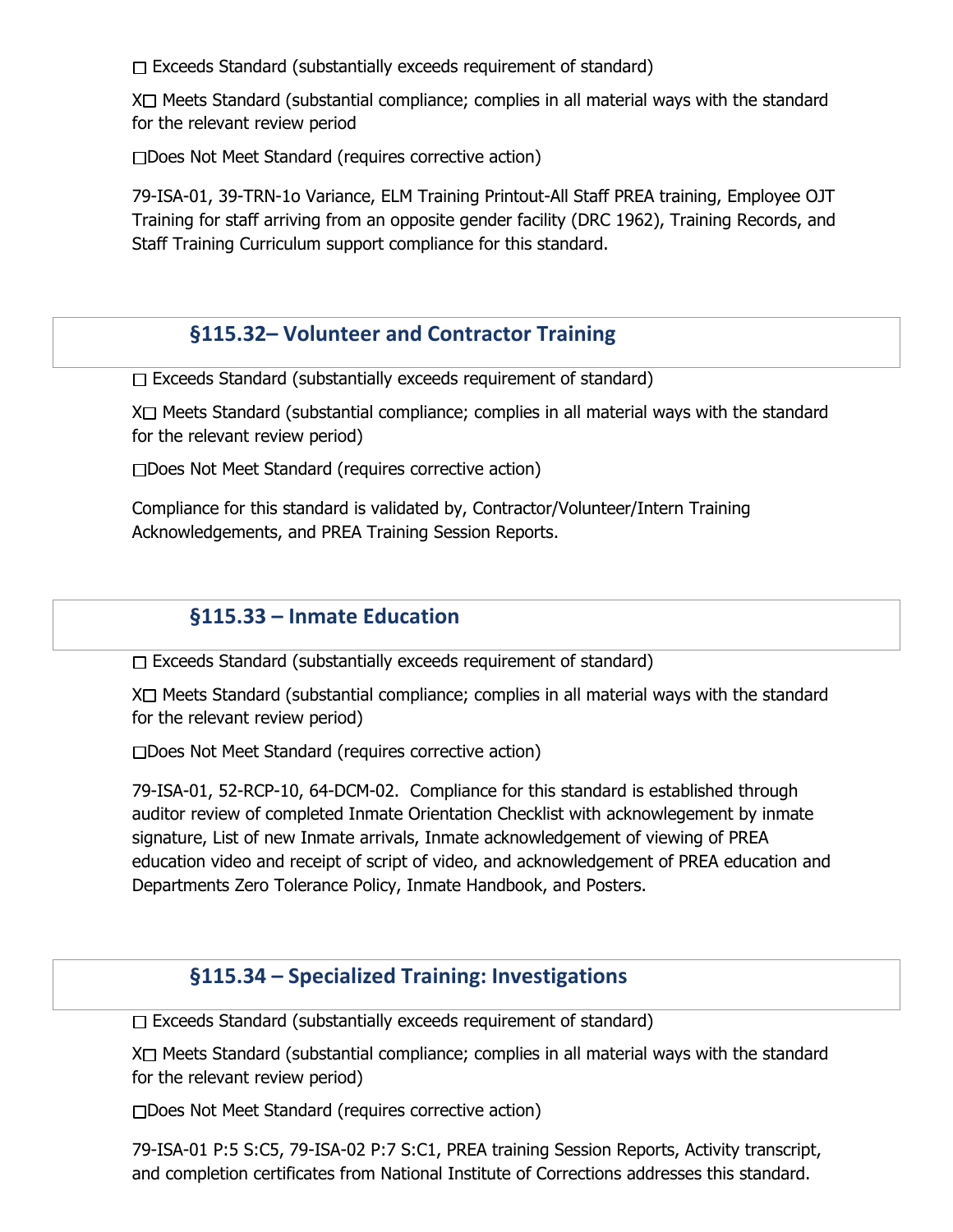☐ Exceeds Standard (substantially exceeds requirement of standard)

X☐ Meets Standard (substantial compliance; complies in all material ways with the standard for the relevant review period

☐Does Not Meet Standard (requires corrective action)

79-ISA-01, 39-TRN-1o Variance, ELM Training Printout-All Staff PREA training, Employee OJT Training for staff arriving from an opposite gender facility (DRC 1962), Training Records, and Staff Training Curriculum support compliance for this standard.

## §115.32– Volunteer and Contractor Training

☐ Exceeds Standard (substantially exceeds requirement of standard)

X☐ Meets Standard (substantial compliance; complies in all material ways with the standard for the relevant review period)

☐Does Not Meet Standard (requires corrective action)

Compliance for this standard is validated by, Contractor/Volunteer/Intern Training Acknowledgements, and PREA Training Session Reports.

## §115.33 – Inmate Education

☐ Exceeds Standard (substantially exceeds requirement of standard)

X☐ Meets Standard (substantial compliance; complies in all material ways with the standard for the relevant review period)

☐Does Not Meet Standard (requires corrective action)

79-ISA-01, 52-RCP-10, 64-DCM-02. Compliance for this standard is established through auditor review of completed Inmate Orientation Checklist with acknowlegement by inmate signature, List of new Inmate arrivals, Inmate acknowledgement of viewing of PREA education video and receipt of script of video, and acknowledgement of PREA education and Departments Zero Tolerance Policy, Inmate Handbook, and Posters.

## §115.34 – Specialized Training: Investigations

☐ Exceeds Standard (substantially exceeds requirement of standard)

X☐ Meets Standard (substantial compliance; complies in all material ways with the standard for the relevant review period)

☐Does Not Meet Standard (requires corrective action)

79-ISA-01 P:5 S:C5, 79-ISA-02 P:7 S:C1, PREA training Session Reports, Activity transcript, and completion certificates from National Institute of Corrections addresses this standard.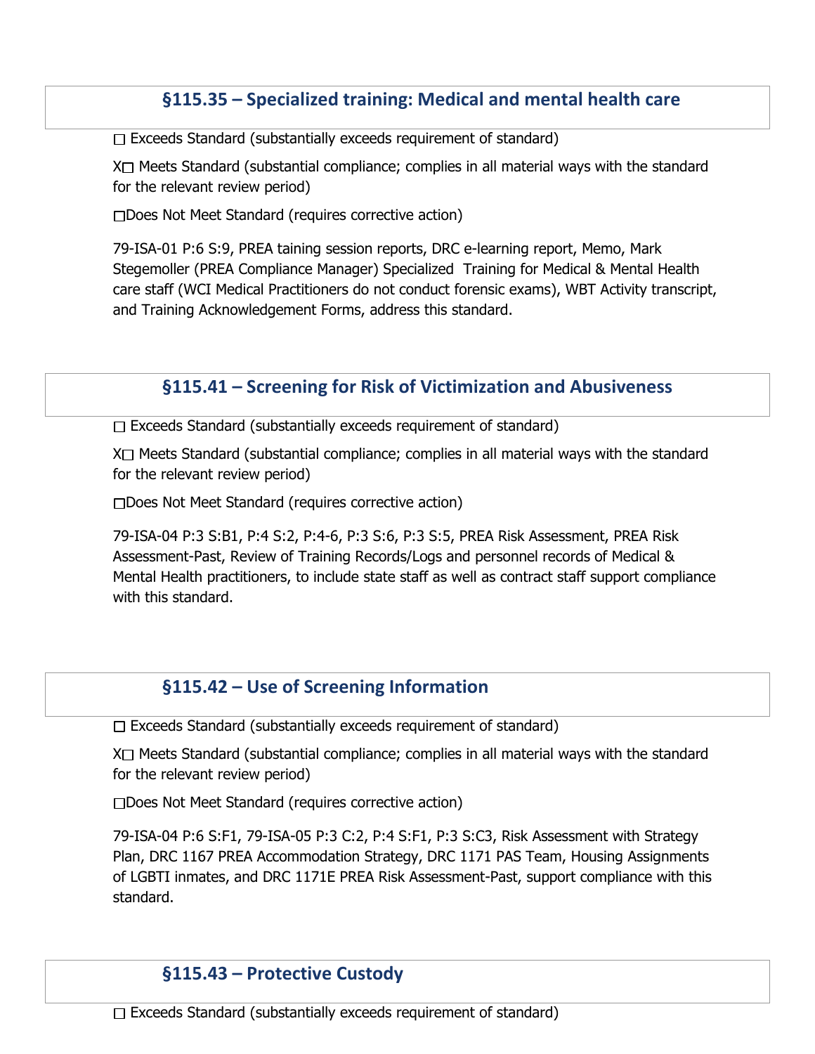## §115.35 – Specialized training: Medical and mental health care

☐ Exceeds Standard (substantially exceeds requirement of standard)

X☐ Meets Standard (substantial compliance; complies in all material ways with the standard for the relevant review period)

☐Does Not Meet Standard (requires corrective action)

79-ISA-01 P:6 S:9, PREA taining session reports, DRC e-learning report, Memo, Mark Stegemoller (PREA Compliance Manager) Specialized Training for Medical & Mental Health care staff (WCI Medical Practitioners do not conduct forensic exams), WBT Activity transcript, and Training Acknowledgement Forms, address this standard.

## §115.41 – Screening for Risk of Victimization and Abusiveness

☐ Exceeds Standard (substantially exceeds requirement of standard)

X☐ Meets Standard (substantial compliance; complies in all material ways with the standard for the relevant review period)

☐Does Not Meet Standard (requires corrective action)

79-ISA-04 P:3 S:B1, P:4 S:2, P:4-6, P:3 S:6, P:3 S:5, PREA Risk Assessment, PREA Risk Assessment-Past, Review of Training Records/Logs and personnel records of Medical & Mental Health practitioners, to include state staff as well as contract staff support compliance with this standard.

## §115.42 – Use of Screening Information

☐ Exceeds Standard (substantially exceeds requirement of standard)

X☐ Meets Standard (substantial compliance; complies in all material ways with the standard for the relevant review period)

☐Does Not Meet Standard (requires corrective action)

79-ISA-04 P:6 S:F1, 79-ISA-05 P:3 C:2, P:4 S:F1, P:3 S:C3, Risk Assessment with Strategy Plan, DRC 1167 PREA Accommodation Strategy, DRC 1171 PAS Team, Housing Assignments of LGBTI inmates, and DRC 1171E PREA Risk Assessment-Past, support compliance with this standard.

## §115.43 – Protective Custody

☐ Exceeds Standard (substantially exceeds requirement of standard)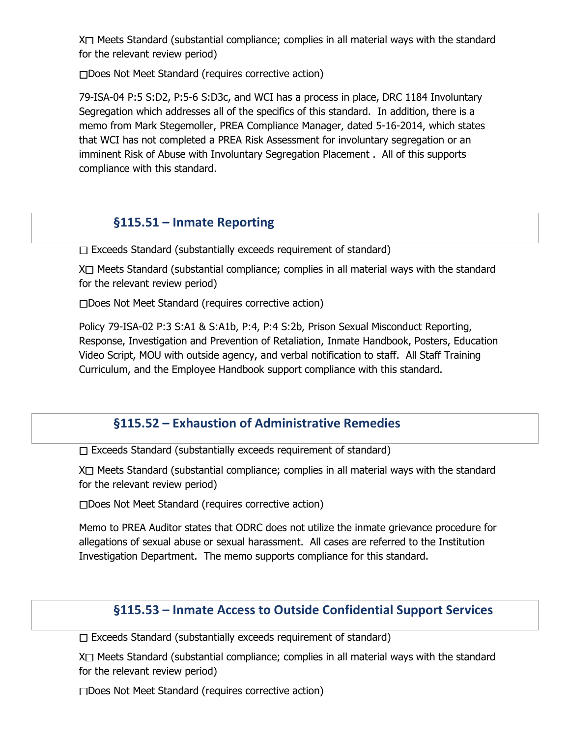X☐ Meets Standard (substantial compliance; complies in all material ways with the standard for the relevant review period)

☐Does Not Meet Standard (requires corrective action)

79-ISA-04 P:5 S:D2, P:5-6 S:D3c, and WCI has a process in place, DRC 1184 Involuntary Segregation which addresses all of the specifics of this standard. In addition, there is a memo from Mark Stegemoller, PREA Compliance Manager, dated 5-16-2014, which states that WCI has not completed a PREA Risk Assessment for involuntary segregation or an imminent Risk of Abuse with Involuntary Segregation Placement . All of this supports compliance with this standard.

## §115.51 – Inmate Reporting

☐ Exceeds Standard (substantially exceeds requirement of standard)

X☐ Meets Standard (substantial compliance; complies in all material ways with the standard for the relevant review period)

☐Does Not Meet Standard (requires corrective action)

Policy 79-ISA-02 P:3 S:A1 & S:A1b, P:4, P:4 S:2b, Prison Sexual Misconduct Reporting, Response, Investigation and Prevention of Retaliation, Inmate Handbook, Posters, Education Video Script, MOU with outside agency, and verbal notification to staff. All Staff Training Curriculum, and the Employee Handbook support compliance with this standard.

## §115.52 – Exhaustion of Administrative Remedies

☐ Exceeds Standard (substantially exceeds requirement of standard)

X☐ Meets Standard (substantial compliance; complies in all material ways with the standard for the relevant review period)

☐Does Not Meet Standard (requires corrective action)

Memo to PREA Auditor states that ODRC does not utilize the inmate grievance procedure for allegations of sexual abuse or sexual harassment. All cases are referred to the Institution Investigation Department. The memo supports compliance for this standard.

## §115.53 – Inmate Access to Outside Confidential Support Services

☐ Exceeds Standard (substantially exceeds requirement of standard)

X☐ Meets Standard (substantial compliance; complies in all material ways with the standard for the relevant review period)

☐Does Not Meet Standard (requires corrective action)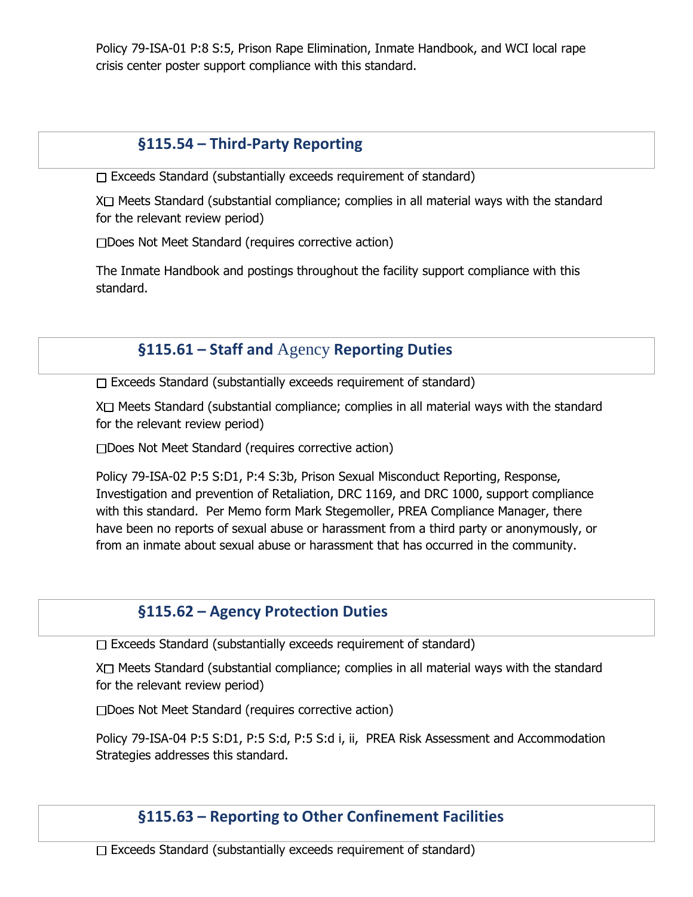Policy 79-ISA-01 P:8 S:5, Prison Rape Elimination, Inmate Handbook, and WCI local rape crisis center poster support compliance with this standard.

## §115.54 – Third-Party Reporting

☐ Exceeds Standard (substantially exceeds requirement of standard)

X☐ Meets Standard (substantial compliance; complies in all material ways with the standard for the relevant review period)

☐Does Not Meet Standard (requires corrective action)

The Inmate Handbook and postings throughout the facility support compliance with this standard.

## §115.61 – Staff and Agency Reporting Duties

☐ Exceeds Standard (substantially exceeds requirement of standard)

X☐ Meets Standard (substantial compliance; complies in all material ways with the standard for the relevant review period)

☐Does Not Meet Standard (requires corrective action)

Policy 79-ISA-02 P:5 S:D1, P:4 S:3b, Prison Sexual Misconduct Reporting, Response, Investigation and prevention of Retaliation, DRC 1169, and DRC 1000, support compliance with this standard. Per Memo form Mark Stegemoller, PREA Compliance Manager, there have been no reports of sexual abuse or harassment from a third party or anonymously, or from an inmate about sexual abuse or harassment that has occurred in the community.

## §115.62 – Agency Protection Duties

☐ Exceeds Standard (substantially exceeds requirement of standard)

X☐ Meets Standard (substantial compliance; complies in all material ways with the standard for the relevant review period)

☐Does Not Meet Standard (requires corrective action)

Policy 79-ISA-04 P:5 S:D1, P:5 S:d, P:5 S:d i, ii, PREA Risk Assessment and Accommodation Strategies addresses this standard.

## §115.63 – Reporting to Other Confinement Facilities

☐ Exceeds Standard (substantially exceeds requirement of standard)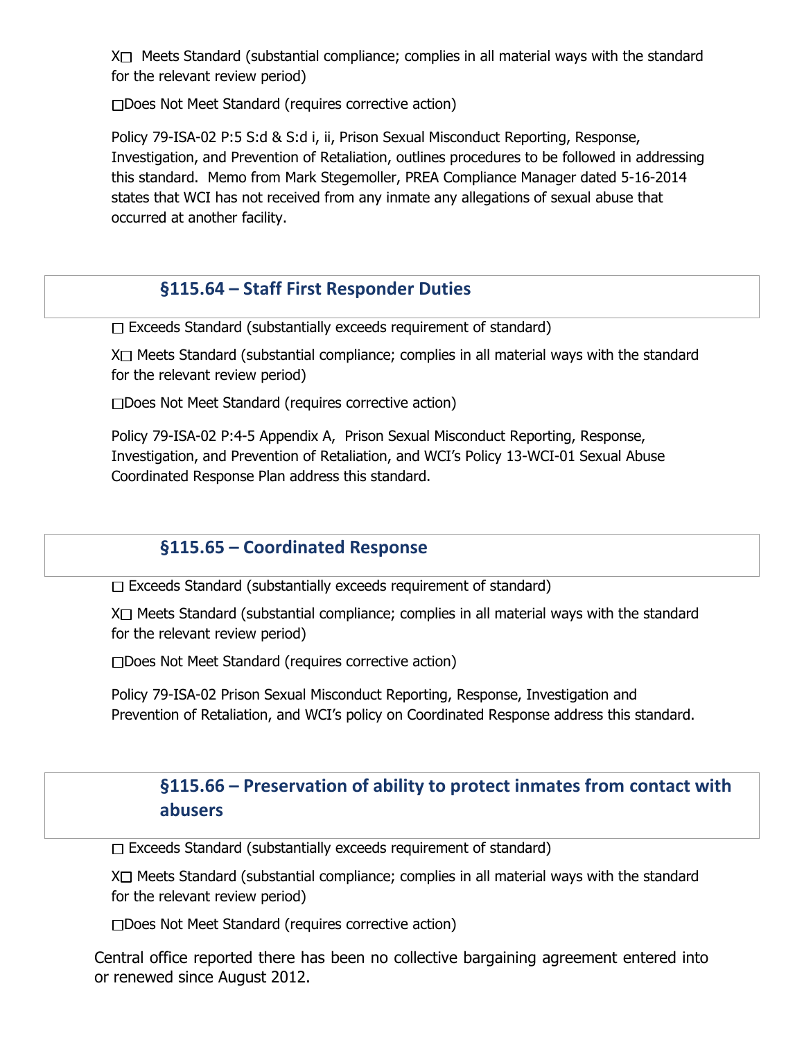X☐ Meets Standard (substantial compliance; complies in all material ways with the standard for the relevant review period)

☐Does Not Meet Standard (requires corrective action)

Policy 79-ISA-02 P:5 S:d & S:d i, ii, Prison Sexual Misconduct Reporting, Response, Investigation, and Prevention of Retaliation, outlines procedures to be followed in addressing this standard. Memo from Mark Stegemoller, PREA Compliance Manager dated 5-16-2014 states that WCI has not received from any inmate any allegations of sexual abuse that occurred at another facility.

## §115.64 – Staff First Responder Duties

☐ Exceeds Standard (substantially exceeds requirement of standard)

X☐ Meets Standard (substantial compliance; complies in all material ways with the standard for the relevant review period)

☐Does Not Meet Standard (requires corrective action)

Policy 79-ISA-02 P:4-5 Appendix A, Prison Sexual Misconduct Reporting, Response, Investigation, and Prevention of Retaliation, and WCI's Policy 13-WCI-01 Sexual Abuse Coordinated Response Plan address this standard.

## §115.65 – Coordinated Response

☐ Exceeds Standard (substantially exceeds requirement of standard)

X☐ Meets Standard (substantial compliance; complies in all material ways with the standard for the relevant review period)

☐Does Not Meet Standard (requires corrective action)

Policy 79-ISA-02 Prison Sexual Misconduct Reporting, Response, Investigation and Prevention of Retaliation, and WCI's policy on Coordinated Response address this standard.

## §115.66 – Preservation of ability to protect inmates from contact with abusers

☐ Exceeds Standard (substantially exceeds requirement of standard)

X☐ Meets Standard (substantial compliance; complies in all material ways with the standard for the relevant review period)

☐Does Not Meet Standard (requires corrective action)

Central office reported there has been no collective bargaining agreement entered into or renewed since August 2012.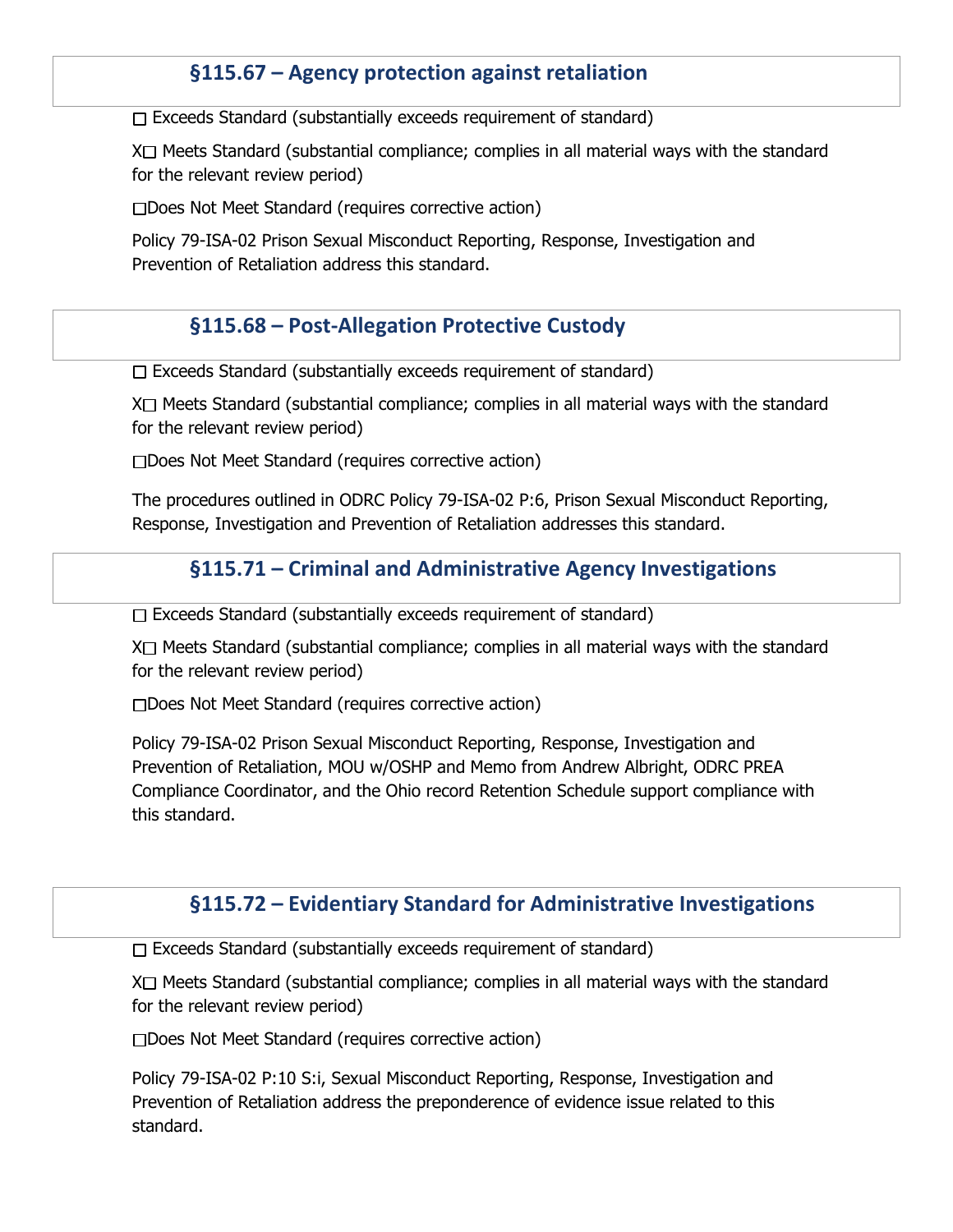## §115.67 – Agency protection against retaliation

☐ Exceeds Standard (substantially exceeds requirement of standard)

X☐ Meets Standard (substantial compliance; complies in all material ways with the standard for the relevant review period)

☐Does Not Meet Standard (requires corrective action)

Policy 79-ISA-02 Prison Sexual Misconduct Reporting, Response, Investigation and Prevention of Retaliation address this standard.

## §115.68 – Post-Allegation Protective Custody

☐ Exceeds Standard (substantially exceeds requirement of standard)

X☐ Meets Standard (substantial compliance; complies in all material ways with the standard for the relevant review period)

☐Does Not Meet Standard (requires corrective action)

The procedures outlined in ODRC Policy 79-ISA-02 P:6, Prison Sexual Misconduct Reporting, Response, Investigation and Prevention of Retaliation addresses this standard.

## §115.71 – Criminal and Administrative Agency Investigations

☐ Exceeds Standard (substantially exceeds requirement of standard)

X☐ Meets Standard (substantial compliance; complies in all material ways with the standard for the relevant review period)

☐Does Not Meet Standard (requires corrective action)

Policy 79-ISA-02 Prison Sexual Misconduct Reporting, Response, Investigation and Prevention of Retaliation, MOU w/OSHP and Memo from Andrew Albright, ODRC PREA Compliance Coordinator, and the Ohio record Retention Schedule support compliance with this standard.

## §115.72 – Evidentiary Standard for Administrative Investigations

☐ Exceeds Standard (substantially exceeds requirement of standard)

X☐ Meets Standard (substantial compliance; complies in all material ways with the standard for the relevant review period)

☐Does Not Meet Standard (requires corrective action)

Policy 79-ISA-02 P:10 S:i, Sexual Misconduct Reporting, Response, Investigation and Prevention of Retaliation address the prepondernce of evidence issue related to this standard.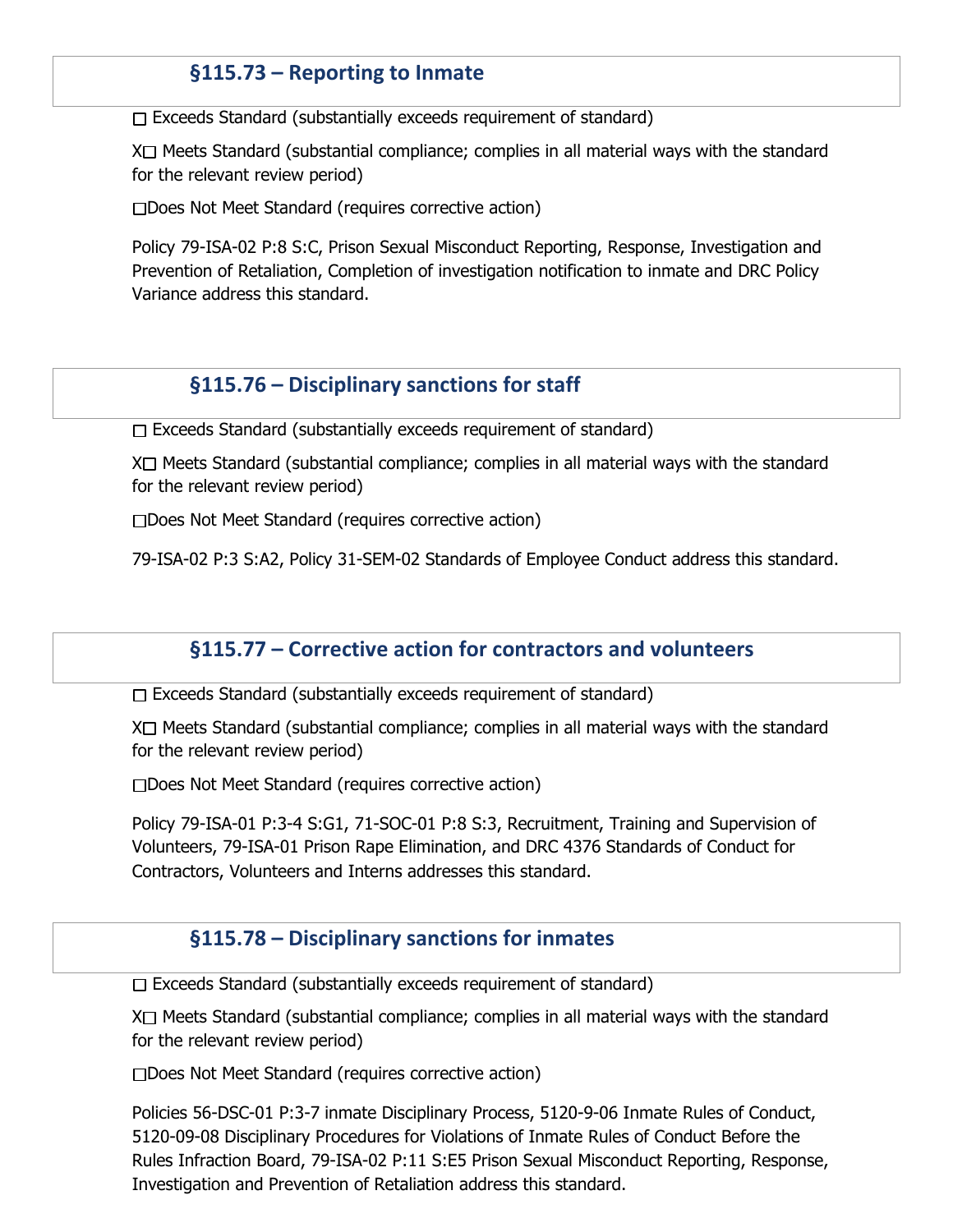## §115.73 – Reporting to Inmate

☐ Exceeds Standard (substantially exceeds requirement of standard)

X☐ Meets Standard (substantial compliance; complies in all material ways with the standard for the relevant review period)

☐Does Not Meet Standard (requires corrective action)

Policy 79-ISA-02 P:8 S:C, Prison Sexual Misconduct Reporting, Response, Investigation and Prevention of Retaliation, Completion of investigation notification to inmate and DRC Policy Variance address this standard.

## §115.76 – Disciplinary sanctions for staff

☐ Exceeds Standard (substantially exceeds requirement of standard)

X☐ Meets Standard (substantial compliance; complies in all material ways with the standard for the relevant review period)

☐Does Not Meet Standard (requires corrective action)

79-ISA-02 P:3 S:A2, Policy 31-SEM-02 Standards of Employee Conduct address this standard.

## §115.77 – Corrective action for contractors and volunteers

☐ Exceeds Standard (substantially exceeds requirement of standard)

X☐ Meets Standard (substantial compliance; complies in all material ways with the standard for the relevant review period)

☐Does Not Meet Standard (requires corrective action)

Policy 79-ISA-01 P:3-4 S:G1, 71-SOC-01 P:8 S:3, Recruitment, Training and Supervision of Volunteers, 79-ISA-01 Prison Rape Elimination, and DRC 4376 Standards of Conduct for Contractors, Volunteers and Interns addresses this standard.

## §115.78 – Disciplinary sanctions for inmates

☐ Exceeds Standard (substantially exceeds requirement of standard)

X☐ Meets Standard (substantial compliance; complies in all material ways with the standard for the relevant review period)

☐Does Not Meet Standard (requires corrective action)

Policies 56-DSC-01 P:3-7 inmate Disciplinary Process, 5120-9-06 Inmate Rules of Conduct, 5120-09-08 Disciplinary Procedures for Violations of Inmate Rules of Conduct Before the Rules Infraction Board, 79-ISA-02 P:11 S:E5 Prison Sexual Misconduct Reporting, Response, Investigation and Prevention of Retaliation address this standard.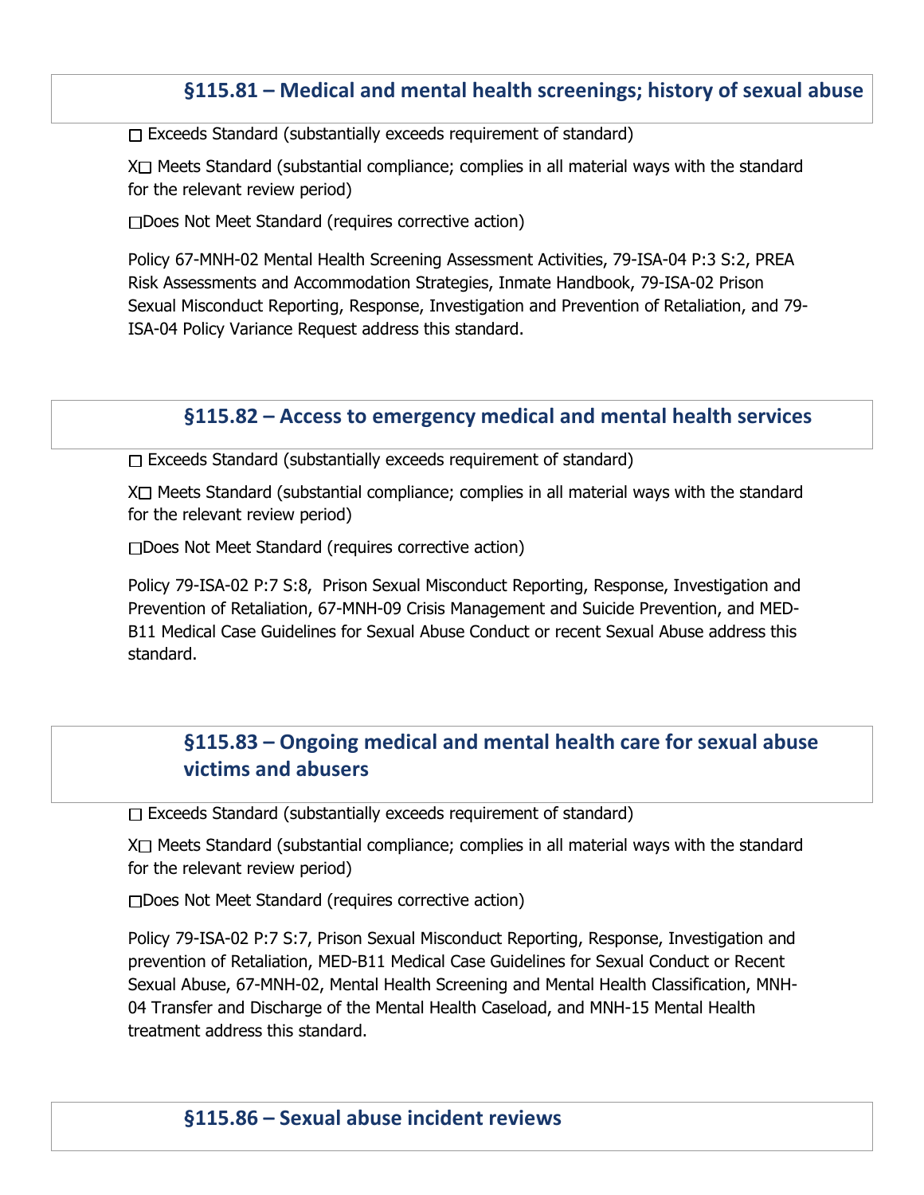## §115.81 – Medical and mental health screenings; history of sexual abuse

☐ Exceeds Standard (substantially exceeds requirement of standard)

X☐ Meets Standard (substantial compliance; complies in all material ways with the standard for the relevant review period)

☐Does Not Meet Standard (requires corrective action)

Policy 67-MNH-02 Mental Health Screening Assessment Activities, 79-ISA-04 P:3 S:2, PREA Risk Assessments and Accommodation Strategies, Inmate Handbook, 79-ISA-02 Prison Sexual Misconduct Reporting, Response, Investigation and Prevention of Retaliation, and 79-ISA-04 Policy Variance Request address this standard.

## §115.82 – Access to emergency medical and mental health services

☐ Exceeds Standard (substantially exceeds requirement of standard)

X☐ Meets Standard (substantial compliance; complies in all material ways with the standard for the relevant review period)

☐Does Not Meet Standard (requires corrective action)

Policy 79-ISA-02 P:7 S:8, Prison Sexual Misconduct Reporting, Response, Investigation and Prevention of Retaliation, 67-MNH-09 Crisis Management and Suicide Prevention, and MED-B11 Medical Case Guidelines for Sexual Abuse Conduct or recent Sexual Abuse address this standard.

## §115.83 – Ongoing medical and mental health care for sexual abuse victims and abusers

☐ Exceeds Standard (substantially exceeds requirement of standard)

X☐ Meets Standard (substantial compliance; complies in all material ways with the standard for the relevant review period)

☐Does Not Meet Standard (requires corrective action)

Policy 79-ISA-02 P:7 S:7, Prison Sexual Misconduct Reporting, Response, Investigation and prevention of Retaliation, MED-B11 Medical Case Guidelines for Sexual Conduct or Recent Sexual Abuse, 67-MNH-02, Mental Health Screening and Mental Health Classification, MNH-04 Transfer and Discharge of the Mental Health Caseload, and MNH-15 Mental Health treatment address this standard.

## §115.86 – Sexual abuse incident reviews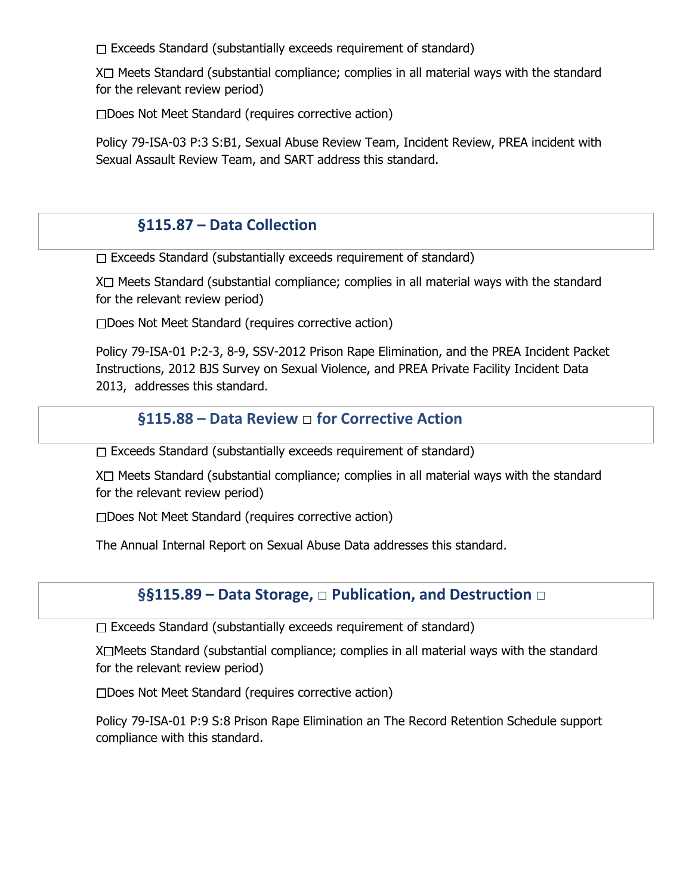☐ Exceeds Standard (substantially exceeds requirement of standard)

X☐ Meets Standard (substantial compliance; complies in all material ways with the standard for the relevant review period)

☐Does Not Meet Standard (requires corrective action)

Policy 79-ISA-03 P:3 S:B1, Sexual Abuse Review Team, Incident Review, PREA incident with Sexual Assault Review Team, and SART address this standard.

## §115.87 – Data Collection

☐ Exceeds Standard (substantially exceeds requirement of standard)

X☐ Meets Standard (substantial compliance; complies in all material ways with the standard for the relevant review period)

☐Does Not Meet Standard (requires corrective action)

Policy 79-ISA-01 P:2-3, 8-9, SSV-2012 Prison Rape Elimination, and the PREA Incident Packet Instructions, 2012 BJS Survey on Sexual Violence, and PREA Private Facility Incident Data 2013, addresses this standard.

## §115.88 – Data Review ☐ for Corrective Action

☐ Exceeds Standard (substantially exceeds requirement of standard)

X☐ Meets Standard (substantial compliance; complies in all material ways with the standard for the relevant review period)

☐Does Not Meet Standard (requires corrective action)

The Annual Internal Report on Sexual Abuse Data addresses this standard.

## §§115.89 – Data Storage, ☐ Publication, and Destruction ☐

☐ Exceeds Standard (substantially exceeds requirement of standard)

X☐Meets Standard (substantial compliance; complies in all material ways with the standard for the relevant review period)

☐Does Not Meet Standard (requires corrective action)

Policy 79-ISA-01 P:9 S:8 Prison Rape Elimination an The Record Retention Schedule support compliance with this standard.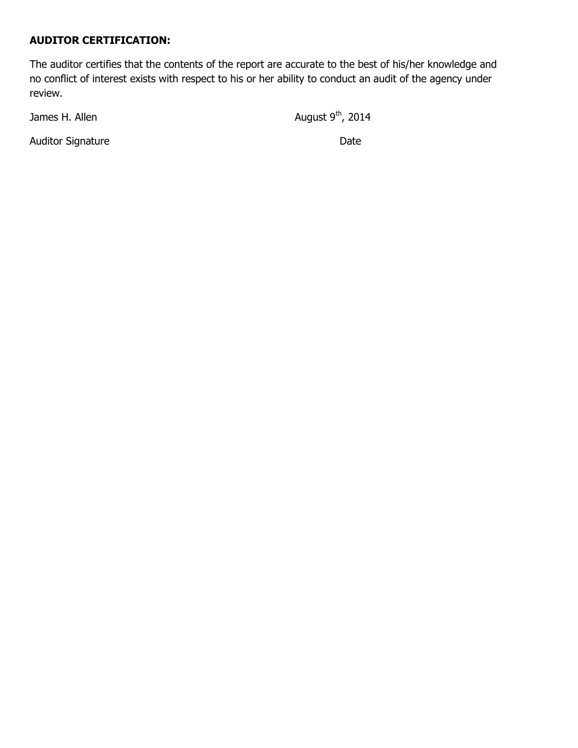**AUDITOR CERTIFICATION:**

The auditor certifies that the contents of the report are accurate to the best of his/her knowledge and no conflict of interest exists with respect to his or her ability to conduct an audit of the agency under review.

| | |
|---|---|
| James H. Allen | August 9th, 2014 |
| Auditor Signature | Date |